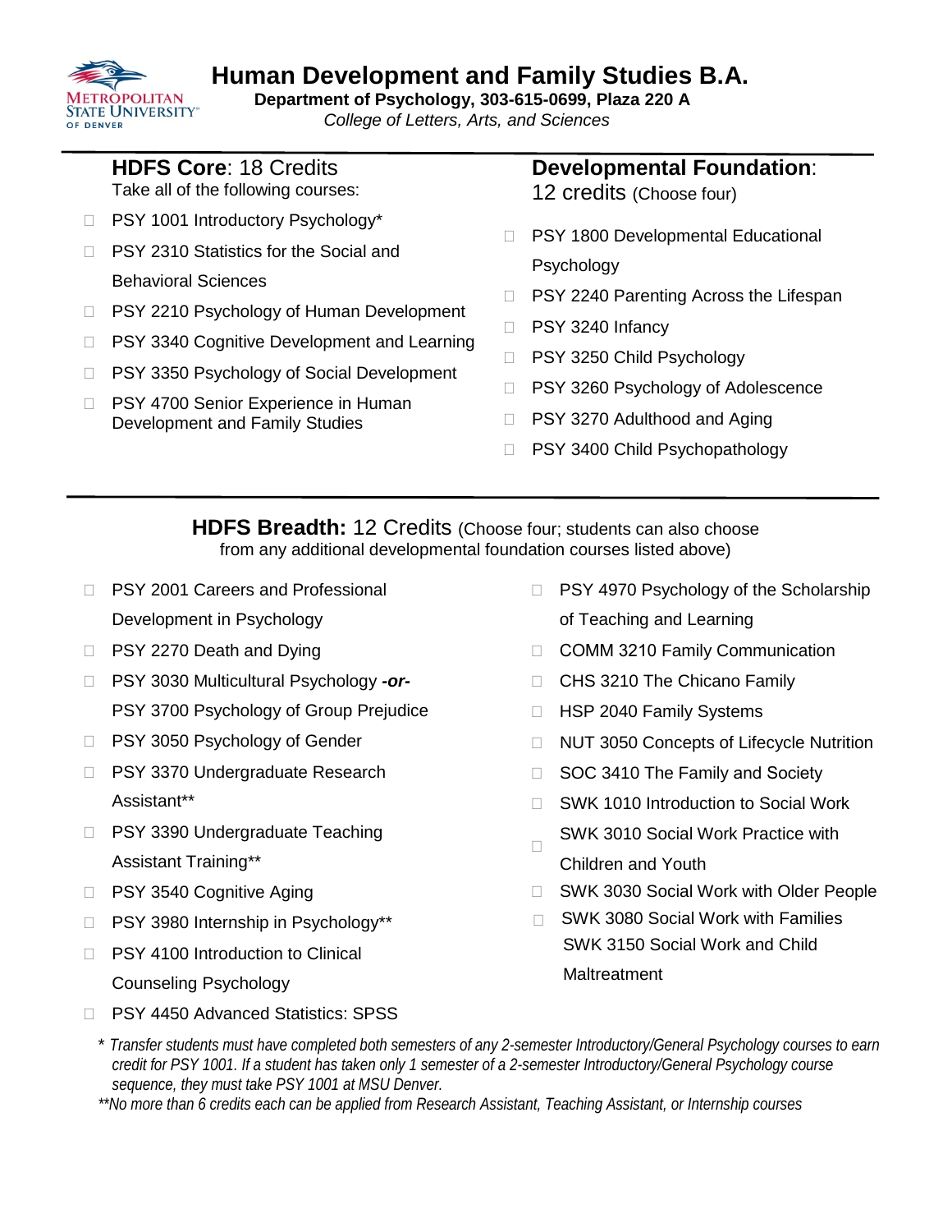# Human Development and Family Studies B.A.

**Department of Psychology, 303-615-0699, Plaza 220 A**

*College of Letters, Arts, and Sciences*

## HDFS Core: 18 Credits

Take all of the following courses:

- PSY 1001 Introductory Psychology*
- PSY 2310 Statistics for the Social and Behavioral Sciences
- PSY 2210 Psychology of Human Development
- PSY 3340 Cognitive Development and Learning
- PSY 3350 Psychology of Social Development
- PSY 4700 Senior Experience in Human Development and Family Studies

## Developmental Foundation: 12 credits (Choose four)

- PSY 1800 Developmental Educational Psychology
- PSY 2240 Parenting Across the Lifespan
- PSY 3240 Infancy
- PSY 3250 Child Psychology
- PSY 3260 Psychology of Adolescence
- PSY 3270 Adulthood and Aging
- PSY 3400 Child Psychopathology

## HDFS Breadth: 12 Credits (Choose four; students can also choose from any additional developmental foundation courses listed above)

- PSY 2001 Careers and Professional Development in Psychology
- PSY 2270 Death and Dying
- PSY 3030 Multicultural Psychology ***-or-*** PSY 3700 Psychology of Group Prejudice
- PSY 3050 Psychology of Gender
- PSY 3370 Undergraduate Research Assistant**
- PSY 3390 Undergraduate Teaching Assistant Training**
- PSY 3540 Cognitive Aging
- PSY 3980 Internship in Psychology**
- PSY 4100 Introduction to Clinical Counseling Psychology
- PSY 4450 Advanced Statistics: SPSS
- PSY 4970 Psychology of the Scholarship of Teaching and Learning
- COMM 3210 Family Communication
- CHS 3210 The Chicano Family
- HSP 2040 Family Systems
- NUT 3050 Concepts of Lifecycle Nutrition
- SOC 3410 The Family and Society
- SWK 1010 Introduction to Social Work
- SWK 3010 Social Work Practice with Children and Youth
- SWK 3030 Social Work with Older People
- SWK 3080 Social Work with Families
- SWK 3150 Social Work and Child Maltreatment

*\* Transfer students must have completed both semesters of any 2-semester Introductory/General Psychology courses to earn credit for PSY 1001. If a student has taken only 1 semester of a 2-semester Introductory/General Psychology course sequence, they must take PSY 1001 at MSU Denver.*

*\*\*No more than 6 credits each can be applied from Research Assistant, Teaching Assistant, or Internship courses*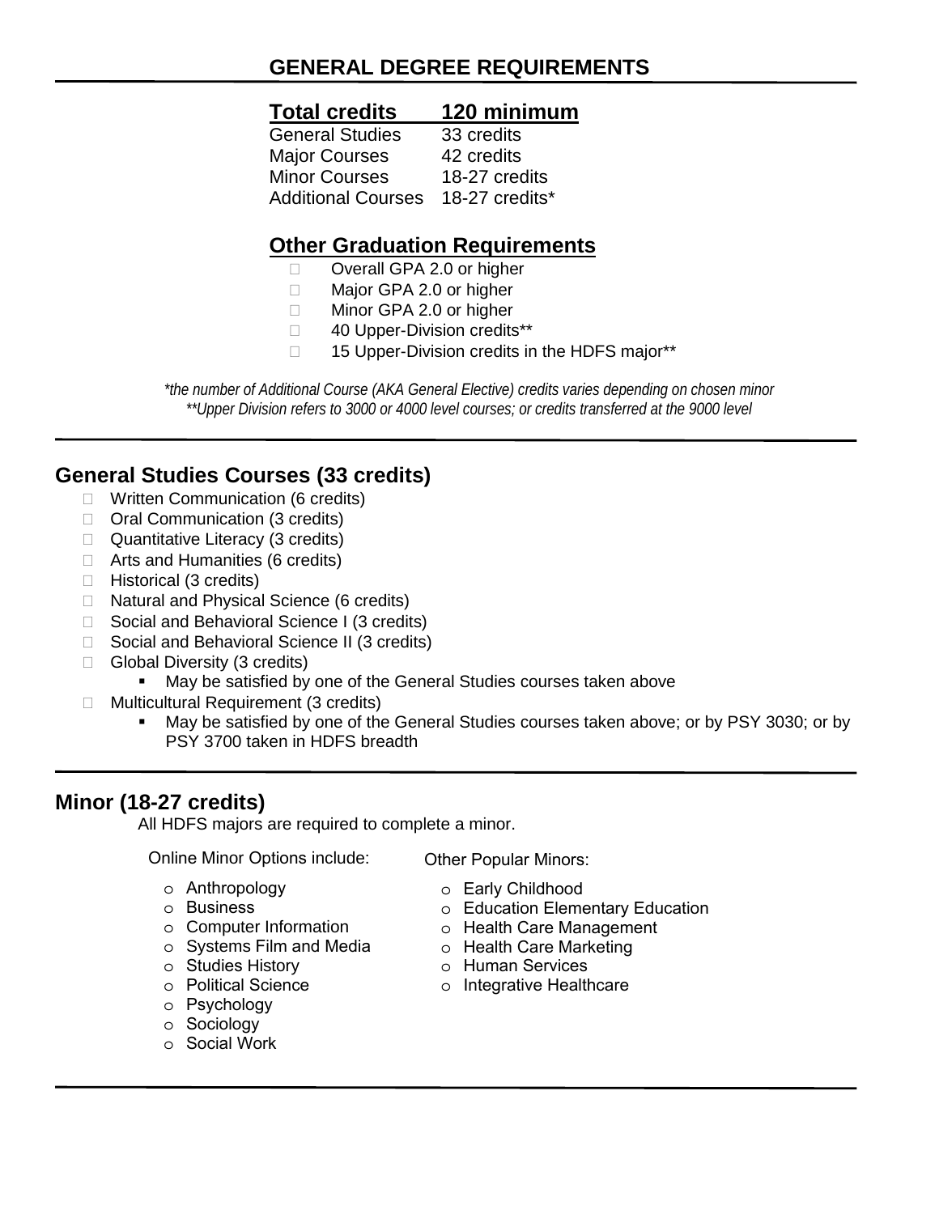## GENERAL DEGREE REQUIREMENTS

| **Total credits** | **120 minimum** |
|---|---|
| General Studies | 33 credits |
| Major Courses | 42 credits |
| Minor Courses | 18-27 credits |
| Additional Courses | 18-27 credits* |

### Other Graduation Requirements

- Overall GPA 2.0 or higher
- Major GPA 2.0 or higher
- Minor GPA 2.0 or higher
- 40 Upper-Division credits**
- 15 Upper-Division credits in the HDFS major**

*\*the number of Additional Course (AKA General Elective) credits varies depending on chosen minor*
*\*\*Upper Division refers to 3000 or 4000 level courses; or credits transferred at the 9000 level*

## General Studies Courses (33 credits)

- Written Communication (6 credits)
- Oral Communication (3 credits)
- Quantitative Literacy (3 credits)
- Arts and Humanities (6 credits)
- Historical (3 credits)
- Natural and Physical Science (6 credits)
- Social and Behavioral Science I (3 credits)
- Social and Behavioral Science II (3 credits)
- Global Diversity (3 credits)
  - May be satisfied by one of the General Studies courses taken above
- Multicultural Requirement (3 credits)
  - May be satisfied by one of the General Studies courses taken above; or by PSY 3030; or by PSY 3700 taken in HDFS breadth

## Minor (18-27 credits)

All HDFS majors are required to complete a minor.

Online Minor Options include:

- Anthropology
- Business
- Computer Information
- Systems Film and Media
- Studies History
- Political Science
- Psychology
- Sociology
- Social Work

Other Popular Minors:

- Early Childhood
- Education Elementary Education
- Health Care Management
- Health Care Marketing
- Human Services
- Integrative Healthcare